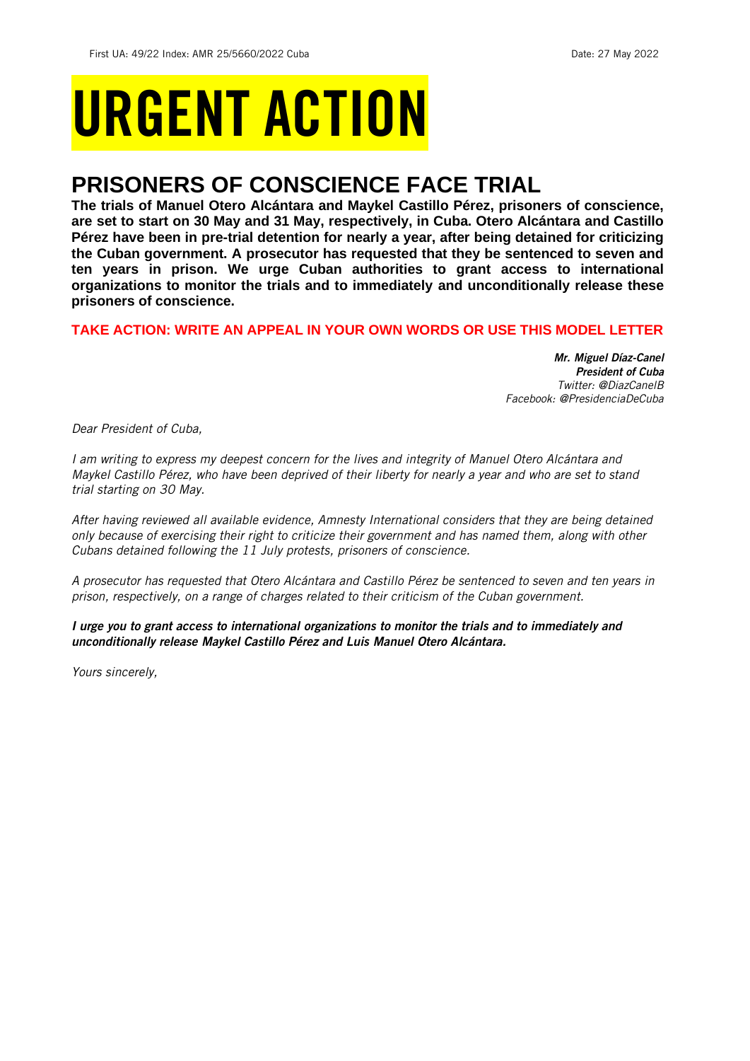First UA: 49/22 Index: AMR 25/5660/2022 Cuba Date: 27 May 2022

# URGENT ACTION

## PRISONERS OF CONSCIENCE FACE TRIAL

**The trials of Manuel Otero Alcántara and Maykel Castillo Pérez, prisoners of conscience, are set to start on 30 May and 31 May, respectively, in Cuba. Otero Alcántara and Castillo Pérez have been in pre-trial detention for nearly a year, after being detained for criticizing the Cuban government. A prosecutor has requested that they be sentenced to seven and ten years in prison. We urge Cuban authorities to grant access to international organizations to monitor the trials and to immediately and unconditionally release these prisoners of conscience.**

**TAKE ACTION: WRITE AN APPEAL IN YOUR OWN WORDS OR USE THIS MODEL LETTER**

***Mr. Miguel Díaz-Canel***
***President of Cuba***
*Twitter: @DiazCanelB*
*Facebook: @PresidenciaDeCuba*

*Dear President of Cuba,*

*I am writing to express my deepest concern for the lives and integrity of Manuel Otero Alcántara and Maykel Castillo Pérez, who have been deprived of their liberty for nearly a year and who are set to stand trial starting on 30 May.*

*After having reviewed all available evidence, Amnesty International considers that they are being detained only because of exercising their right to criticize their government and has named them, along with other Cubans detained following the 11 July protests, prisoners of conscience.*

*A prosecutor has requested that Otero Alcántara and Castillo Pérez be sentenced to seven and ten years in prison, respectively, on a range of charges related to their criticism of the Cuban government.*

***I urge you to grant access to international organizations to monitor the trials and to immediately and unconditionally release Maykel Castillo Pérez and Luis Manuel Otero Alcántara.***

*Yours sincerely,*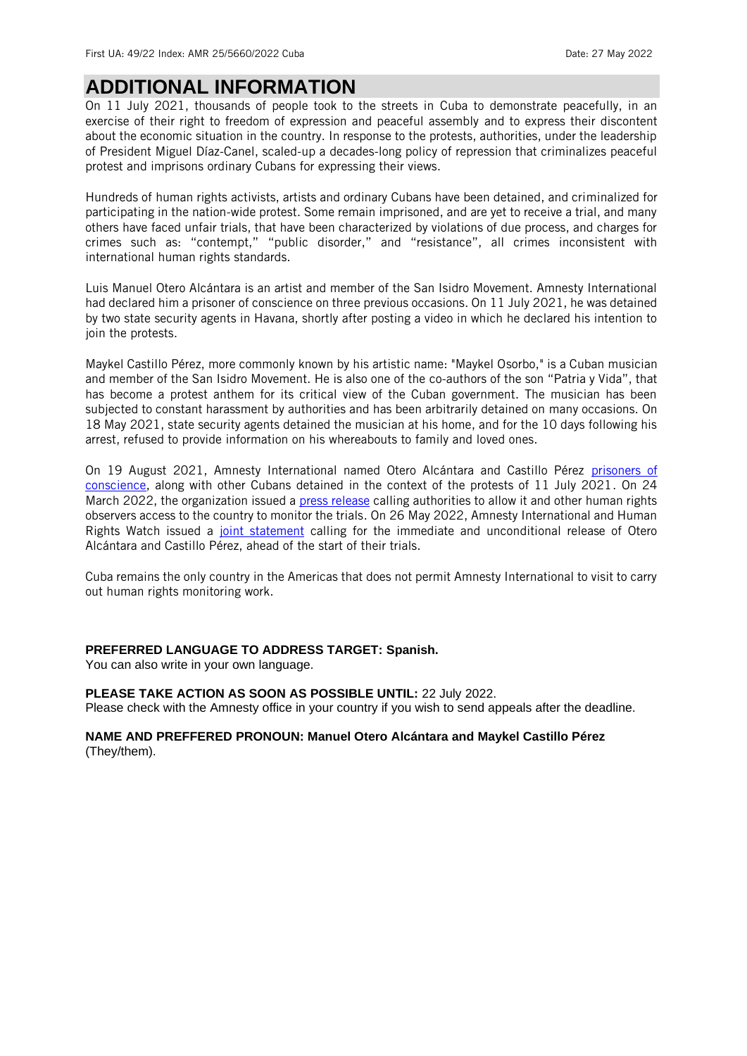# ADDITIONAL INFORMATION

On 11 July 2021, thousands of people took to the streets in Cuba to demonstrate peacefully, in an exercise of their right to freedom of expression and peaceful assembly and to express their discontent about the economic situation in the country. In response to the protests, authorities, under the leadership of President Miguel Díaz-Canel, scaled-up a decades-long policy of repression that criminalizes peaceful protest and imprisons ordinary Cubans for expressing their views.

Hundreds of human rights activists, artists and ordinary Cubans have been detained, and criminalized for participating in the nation-wide protest. Some remain imprisoned, and are yet to receive a trial, and many others have faced unfair trials, that have been characterized by violations of due process, and charges for crimes such as: "contempt," "public disorder," and "resistance", all crimes inconsistent with international human rights standards.

Luis Manuel Otero Alcántara is an artist and member of the San Isidro Movement. Amnesty International had declared him a prisoner of conscience on three previous occasions. On 11 July 2021, he was detained by two state security agents in Havana, shortly after posting a video in which he declared his intention to join the protests.

Maykel Castillo Pérez, more commonly known by his artistic name: "Maykel Osorbo," is a Cuban musician and member of the San Isidro Movement. He is also one of the co-authors of the son "Patria y Vida", that has become a protest anthem for its critical view of the Cuban government. The musician has been subjected to constant harassment by authorities and has been arbitrarily detained on many occasions. On 18 May 2021, state security agents detained the musician at his home, and for the 10 days following his arrest, refused to provide information on his whereabouts to family and loved ones.

On 19 August 2021, Amnesty International named Otero Alcántara and Castillo Pérez prisoners of conscience, along with other Cubans detained in the context of the protests of 11 July 2021. On 24 March 2022, the organization issued a press release calling authorities to allow it and other human rights observers access to the country to monitor the trials. On 26 May 2022, Amnesty International and Human Rights Watch issued a joint statement calling for the immediate and unconditional release of Otero Alcántara and Castillo Pérez, ahead of the start of their trials.

Cuba remains the only country in the Americas that does not permit Amnesty International to visit to carry out human rights monitoring work.

**PREFERRED LANGUAGE TO ADDRESS TARGET: Spanish.**
You can also write in your own language.

**PLEASE TAKE ACTION AS SOON AS POSSIBLE UNTIL:** 22 July 2022.
Please check with the Amnesty office in your country if you wish to send appeals after the deadline.

**NAME AND PREFFERED PRONOUN: Manuel Otero Alcántara and Maykel Castillo Pérez**
(They/them).